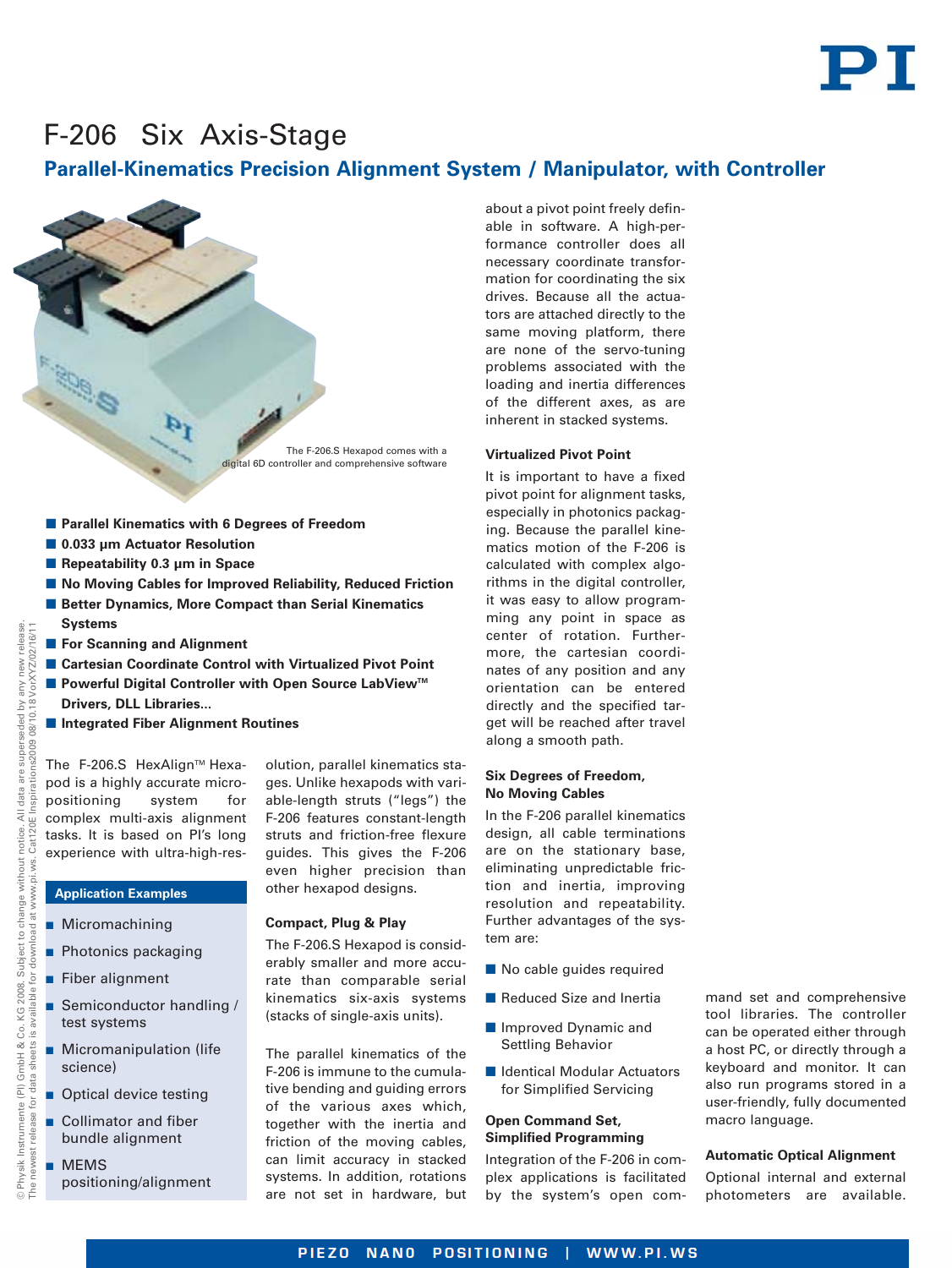# F-206 Six Axis-Stage

## Parallel-Kinematics Precision Alignment System / Manipulator, with Controller

The F-206.S Hexapod comes with a digital 6D controller and comprehensive software

- **Parallel Kinematics with 6 Degrees of Freedom**
- **0.033 µm Actuator Resolution**
- **Repeatability 0.3 µm in Space**
- **No Moving Cables for Improved Reliability, Reduced Friction**
- **Better Dynamics, More Compact than Serial Kinematics Systems**
- **For Scanning and Alignment**
- **Cartesian Coordinate Control with Virtualized Pivot Point**
- **Powerful Digital Controller with Open Source LabView™ Drivers, DLL Libraries...**
- **Integrated Fiber Alignment Routines**

The F-206.S HexAlign™ Hexapod is a highly accurate micropositioning system for complex multi-axis alignment tasks. It is based on PI's long experience with ultra-high-resolution, parallel kinematics stages. Unlike hexapods with variable-length struts ("legs") the F-206 features constant-length struts and friction-free flexure guides. This gives the F-206 even higher precision than other hexapod designs.

### Application Examples

- Micromachining
- Photonics packaging
- Fiber alignment
- Semiconductor handling / test systems
- Micromanipulation (life science)
- Optical device testing
- Collimator and fiber bundle alignment
- MEMS positioning/alignment

### Compact, Plug & Play

The F-206.S Hexapod is considerably smaller and more accurate than comparable serial kinematics six-axis systems (stacks of single-axis units).

The parallel kinematics of the F-206 is immune to the cumulative bending and guiding errors of the various axes which, together with the inertia and friction of the moving cables, can limit accuracy in stacked systems. In addition, rotations are not set in hardware, but about a pivot point freely definable in software. A high-performance controller does all necessary coordinate transformation for coordinating the six drives. Because all the actuators are attached directly to the same moving platform, there are none of the servo-tuning problems associated with the loading and inertia differences of the different axes, as are inherent in stacked systems.

### Virtualized Pivot Point

It is important to have a fixed pivot point for alignment tasks, especially in photonics packaging. Because the parallel kinematics motion of the F-206 is calculated with complex algorithms in the digital controller, it was easy to allow programming any point in space as center of rotation. Furthermore, the cartesian coordinates of any position and any orientation can be entered directly and the specified target will be reached after travel along a smooth path.

### Six Degrees of Freedom, No Moving Cables

In the F-206 parallel kinematics design, all cable terminations are on the stationary base, eliminating unpredictable friction and inertia, improving resolution and repeatability. Further advantages of the system are:

- No cable guides required
- Reduced Size and Inertia
- Improved Dynamic and Settling Behavior
- Identical Modular Actuators for Simplified Servicing

### Open Command Set, Simplified Programming

Integration of the F-206 in complex applications is facilitated by the system's open command set and comprehensive tool libraries. The controller can be operated either through a host PC, or directly through a keyboard and monitor. It can also run programs stored in a user-friendly, fully documented macro language.

### Automatic Optical Alignment

Optional internal and external photometers are available.

© Physik Instrumente (PI) GmbH & Co. KG 2008. Subject to change without notice. All data are superseded by any new release. The newest release for data sheets is available for download at www.pi.ws. Cat120E Inspirations2009 08/10.18 VorXYZ/02/16/11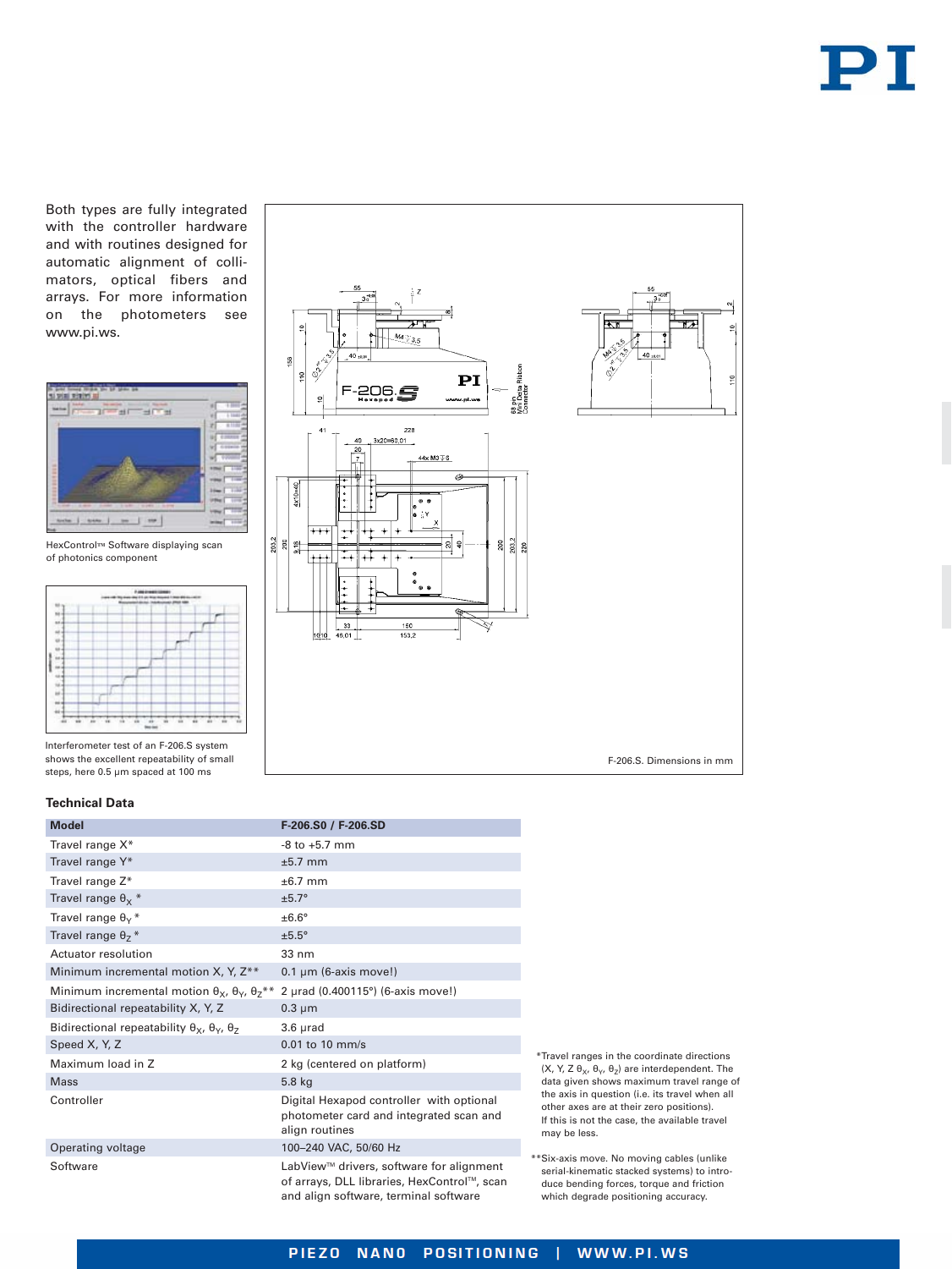Both types are fully integrated with the controller hardware and with routines designed for automatic alignment of collimators, optical fibers and arrays. For more information on the photometers see www.pi.ws.

HexControl™ Software displaying scan of photonics component

Interferometer test of an F-206.S system shows the excellent repeatability of small steps, here 0.5 µm spaced at 100 ms

F-206.S. Dimensions in mm

### Technical Data

| Model | F-206.S0 / F-206.SD |
|---|---|
| Travel range X* | -8 to +5.7 mm |
| Travel range Y* | ±5.7 mm |
| Travel range Z* | ±6.7 mm |
| Travel range $\theta_X$ * | ±5.7° |
| Travel range $\theta_Y$ * | ±6.6° |
| Travel range $\theta_Z$ * | ±5.5° |
| Actuator resolution | 33 nm |
| Minimum incremental motion X, Y, Z** | 0.1 µm (6-axis move!) |
| Minimum incremental motion $\theta_X$, $\theta_Y$, $\theta_Z$** | 2 µrad (0.400115°) (6-axis move!) |
| Bidirectional repeatability X, Y, Z | 0.3 µm |
| Bidirectional repeatability $\theta_X$, $\theta_Y$, $\theta_Z$ | 3.6 µrad |
| Speed X, Y, Z | 0.01 to 10 mm/s |
| Maximum load in Z | 2 kg (centered on platform) |
| Mass | 5.8 kg |
| Controller | Digital Hexapod controller with optional photometer card and integrated scan and align routines |
| Operating voltage | 100–240 VAC, 50/60 Hz |
| Software | LabView™ drivers, software for alignment of arrays, DLL libraries, HexControl™, scan and align software, terminal software |

*Travel ranges in the coordinate directions (X, Y, Z $\theta_X$, $\theta_Y$, $\theta_Z$) are interdependent. The data given shows maximum travel range of the axis in question (i.e. its travel when all other axes are at their zero positions). If this is not the case, the available travel may be less.

**Six-axis move. No moving cables (unlike serial-kinematic stacked systems) to introduce bending forces, torque and friction which degrade positioning accuracy.